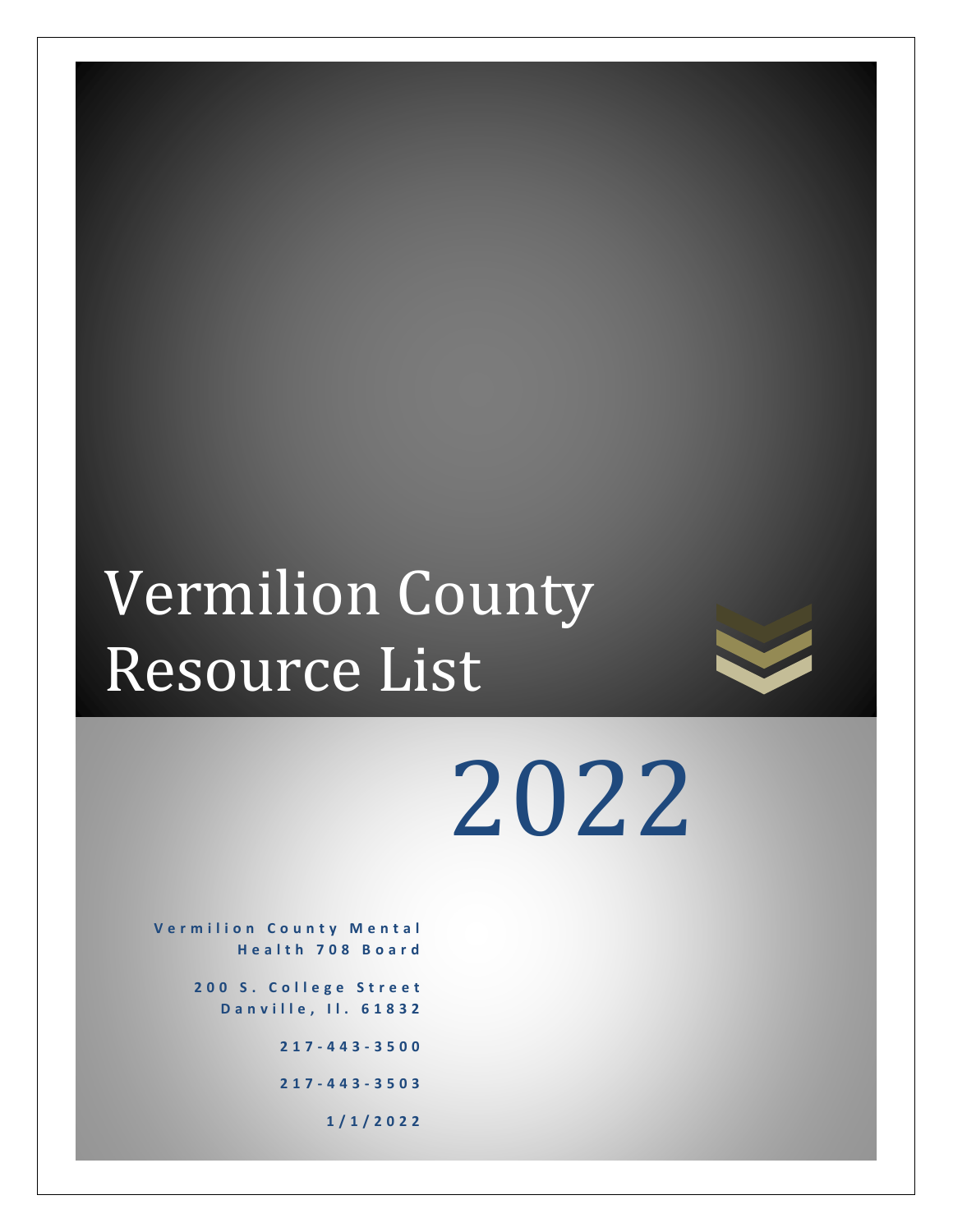# Vermilion County Resource List

# 2022

**Vermilion County Mental Health 708 Board**

**200 S. College Street
Danville, Il. 61832**

**217-443-3500**

**217-443-3503**

**1/1/2022**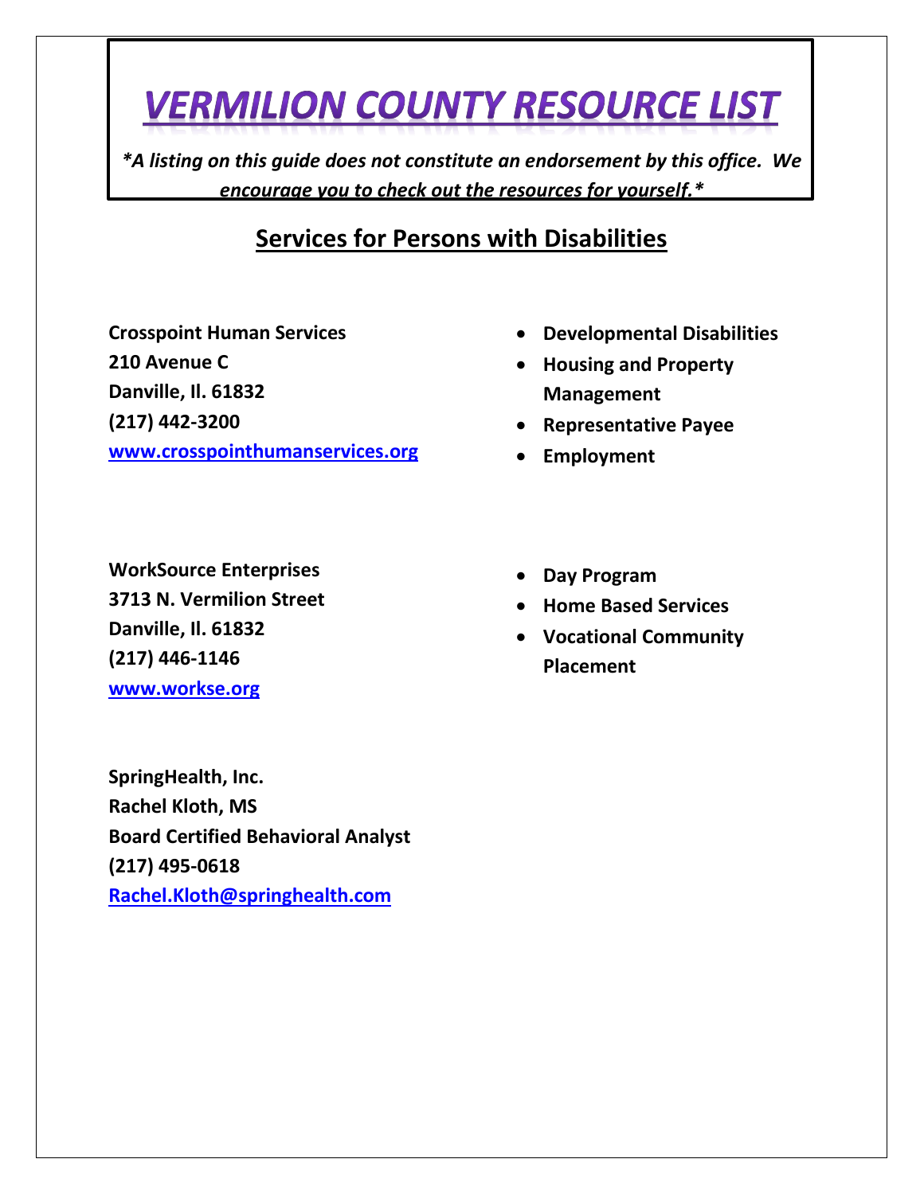# VERMILION COUNTY RESOURCE LIST

*\*A listing on this guide does not constitute an endorsement by this office. We encourage you to check out the resources for yourself.\**

## Services for Persons with Disabilities

**Crosspoint Human Services**
**210 Avenue C**
**Danville, Il. 61832**
**(217) 442-3200**
**[www.crosspointhumanservices.org](http://www.crosspointhumanservices.org)**

- **Developmental Disabilities**
- **Housing and Property Management**
- **Representative Payee**
- **Employment**

**WorkSource Enterprises**
**3713 N. Vermilion Street**
**Danville, Il. 61832**
**(217) 446-1146**
**[www.workse.org](http://www.workse.org)**

- **Day Program**
- **Home Based Services**
- **Vocational Community Placement**

**SpringHealth, Inc.**
**Rachel Kloth, MS**
**Board Certified Behavioral Analyst**
**(217) 495-0618**
**[Rachel.Kloth@springhealth.com](mailto:Rachel.Kloth@springhealth.com)**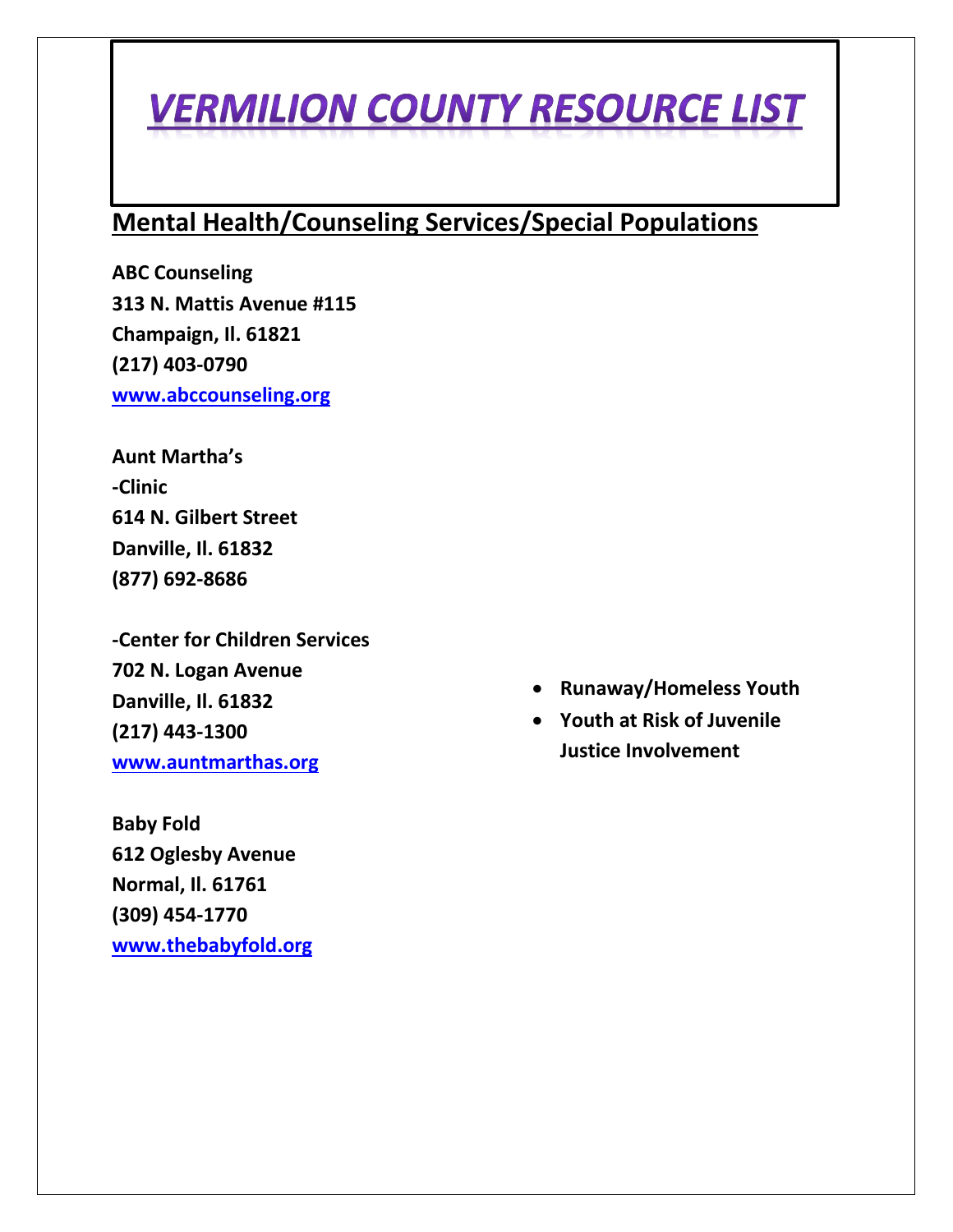# VERMILION COUNTY RESOURCE LIST

## Mental Health/Counseling Services/Special Populations

**ABC Counseling**
**313 N. Mattis Avenue #115**
**Champaign, Il. 61821**
**(217) 403-0790**
**www.abccounseling.org**

**Aunt Martha's**
**-Clinic**
**614 N. Gilbert Street**
**Danville, Il. 61832**
**(877) 692-8686**

**-Center for Children Services**
**702 N. Logan Avenue**
**Danville, Il. 61832**
**(217) 443-1300**
**www.auntmarthas.org**

- **Runaway/Homeless Youth**
- **Youth at Risk of Juvenile Justice Involvement**

**Baby Fold**
**612 Oglesby Avenue**
**Normal, Il. 61761**
**(309) 454-1770**
**www.thebabyfold.org**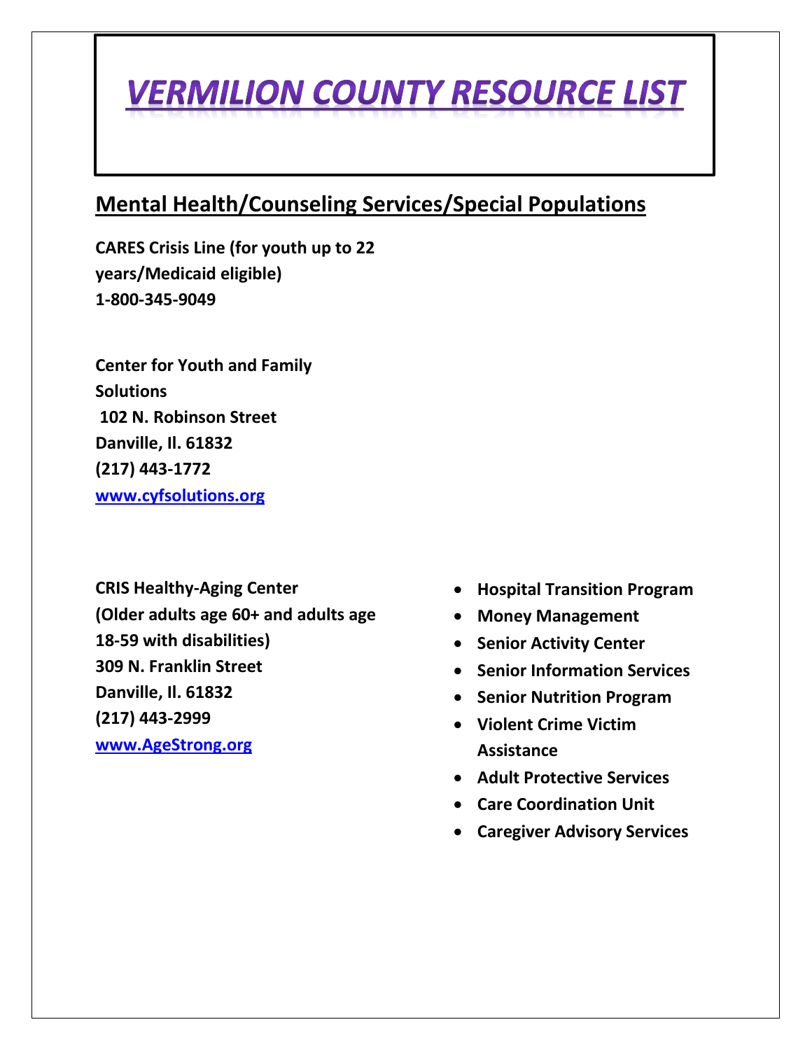# VERMILION COUNTY RESOURCE LIST

## Mental Health/Counseling Services/Special Populations

**CARES Crisis Line (for youth up to 22 years/Medicaid eligible)**
**1-800-345-9049**

**Center for Youth and Family Solutions**
**102 N. Robinson Street**
**Danville, Il. 61832**
**(217) 443-1772**
**[www.cyfsolutions.org](http://www.cyfsolutions.org)**

**CRIS Healthy-Aging Center**
**(Older adults age 60+ and adults age 18-59 with disabilities)**
**309 N. Franklin Street**
**Danville, Il. 61832**
**(217) 443-2999**
**[www.AgeStrong.org](http://www.AgeStrong.org)**

- **Hospital Transition Program**
- **Money Management**
- **Senior Activity Center**
- **Senior Information Services**
- **Senior Nutrition Program**
- **Violent Crime Victim Assistance**
- **Adult Protective Services**
- **Care Coordination Unit**
- **Caregiver Advisory Services**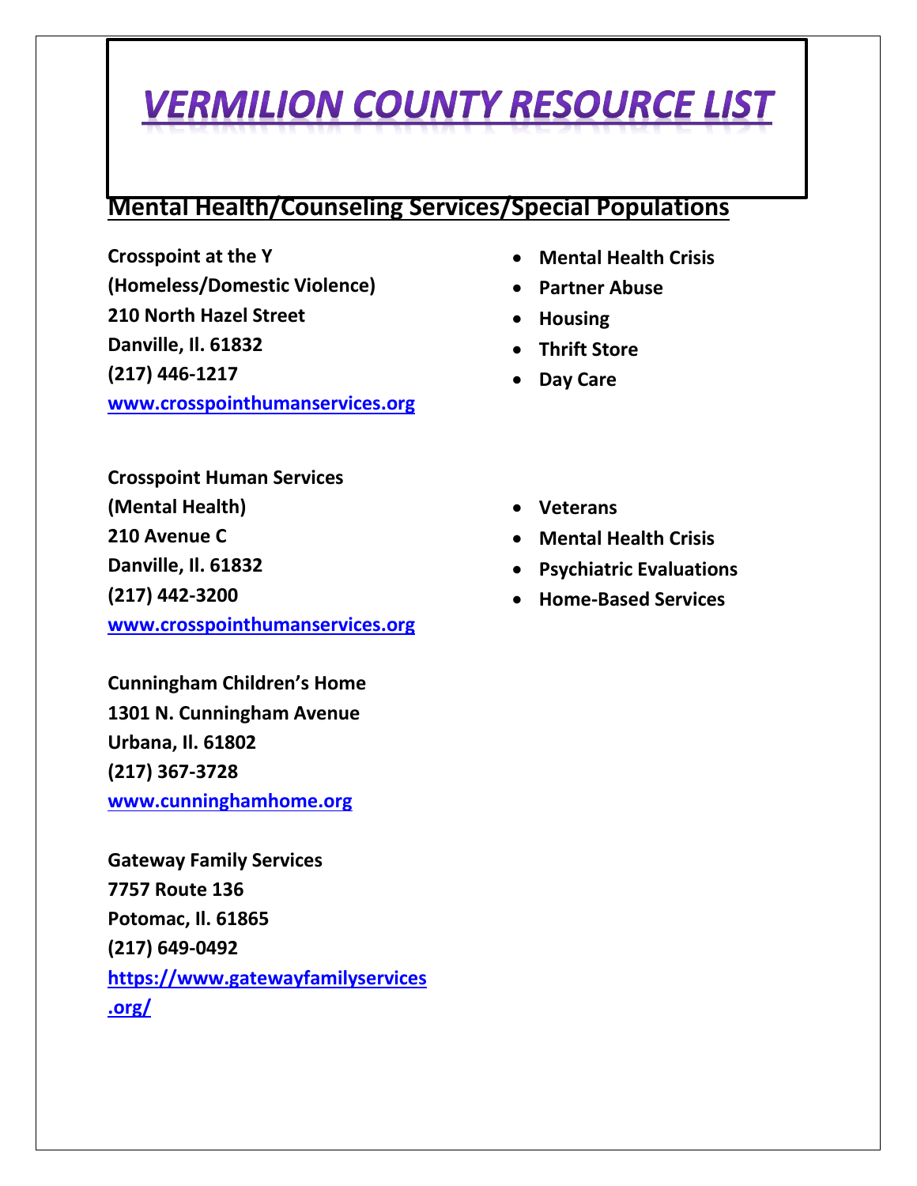# VERMILION COUNTY RESOURCE LIST

## Mental Health/Counseling Services/Special Populations

**Crosspoint at the Y**
**(Homeless/Domestic Violence)**
**210 North Hazel Street**
**Danville, Il. 61832**
**(217) 446-1217**
**www.crosspointhumanservices.org**

- **Mental Health Crisis**
- **Partner Abuse**
- **Housing**
- **Thrift Store**
- **Day Care**

**Crosspoint Human Services**
**(Mental Health)**
**210 Avenue C**
**Danville, Il. 61832**
**(217) 442-3200**
**www.crosspointhumanservices.org**

- **Veterans**
- **Mental Health Crisis**
- **Psychiatric Evaluations**
- **Home-Based Services**

**Cunningham Children's Home**
**1301 N. Cunningham Avenue**
**Urbana, Il. 61802**
**(217) 367-3728**
**www.cunninghamhome.org**

**Gateway Family Services**
**7757 Route 136**
**Potomac, Il. 61865**
**(217) 649-0492**
**https://www.gatewayfamilyservices.org/**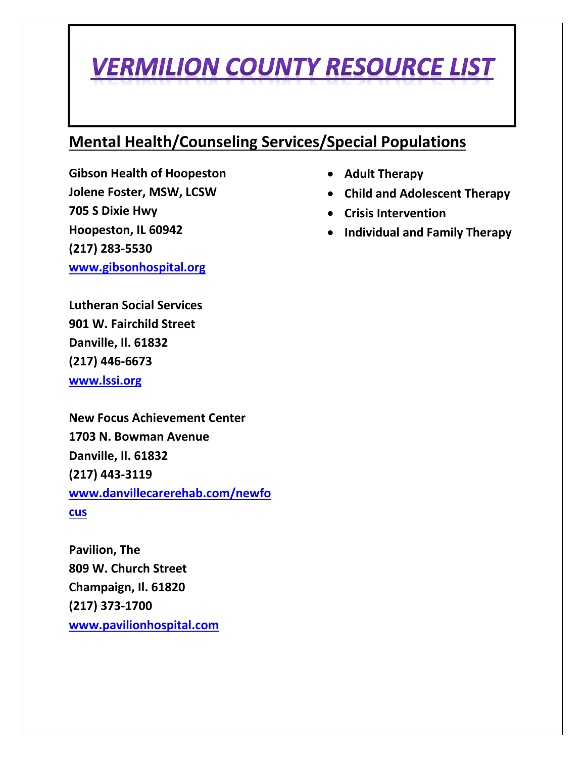# VERMILION COUNTY RESOURCE LIST

## Mental Health/Counseling Services/Special Populations

**Gibson Health of Hoopeston**
**Jolene Foster, MSW, LCSW**
**705 S Dixie Hwy**
**Hoopeston, IL 60942**
**(217) 283-5530**
**[www.gibsonhospital.org](http://www.gibsonhospital.org)**

- **Adult Therapy**
- **Child and Adolescent Therapy**
- **Crisis Intervention**
- **Individual and Family Therapy**

**Lutheran Social Services**
**901 W. Fairchild Street**
**Danville, Il. 61832**
**(217) 446-6673**
**[www.lssi.org](http://www.lssi.org)**

**New Focus Achievement Center**
**1703 N. Bowman Avenue**
**Danville, Il. 61832**
**(217) 443-3119**
**[www.danvillecarerehab.com/newfocus](http://www.danvillecarerehab.com/newfocus)**

**Pavilion, The**
**809 W. Church Street**
**Champaign, Il. 61820**
**(217) 373-1700**
**[www.pavilionhospital.com](http://www.pavilionhospital.com)**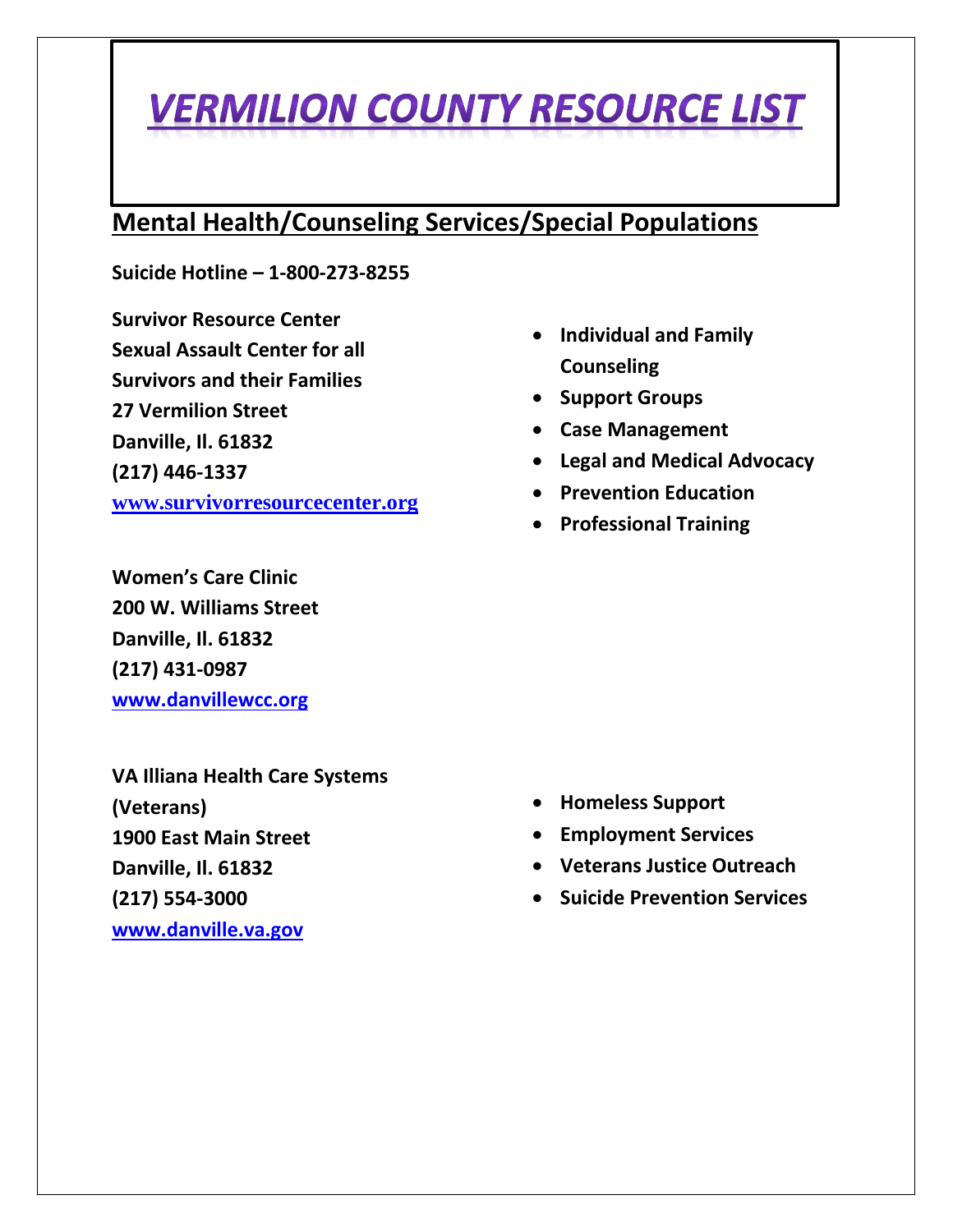# VERMILION COUNTY RESOURCE LIST

## Mental Health/Counseling Services/Special Populations

**Suicide Hotline – 1-800-273-8255**

**Survivor Resource Center**
**Sexual Assault Center for all Survivors and their Families**
**27 Vermilion Street**
**Danville, Il. 61832**
**(217) 446-1337**
**[www.survivorresourcecenter.org](http://www.survivorresourcecenter.org)**

- **Individual and Family Counseling**
- **Support Groups**
- **Case Management**
- **Legal and Medical Advocacy**
- **Prevention Education**
- **Professional Training**

**Women's Care Clinic**
**200 W. Williams Street**
**Danville, Il. 61832**
**(217) 431-0987**
**[www.danvillewcc.org](http://www.danvillewcc.org)**

**VA Illiana Health Care Systems (Veterans)**
**1900 East Main Street**
**Danville, Il. 61832**
**(217) 554-3000**
**[www.danville.va.gov](http://www.danville.va.gov)**

- **Homeless Support**
- **Employment Services**
- **Veterans Justice Outreach**
- **Suicide Prevention Services**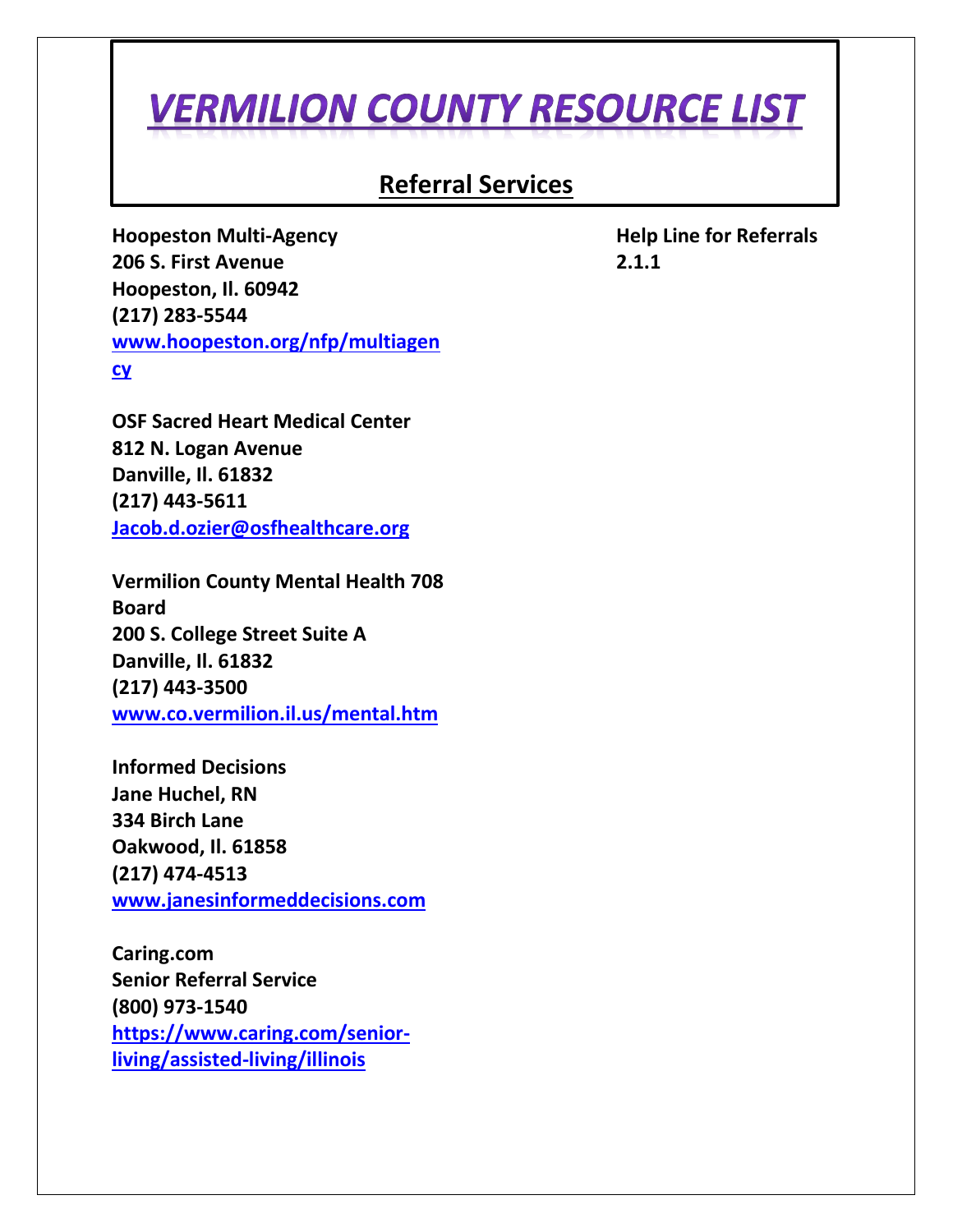# VERMILION COUNTY RESOURCE LIST

## Referral Services

**Hoopeston Multi-Agency**
**206 S. First Avenue**
**Hoopeston, Il. 60942**
**(217) 283-5544**
**www.hoopeston.org/nfp/multiagency**

**OSF Sacred Heart Medical Center**
**812 N. Logan Avenue**
**Danville, Il. 61832**
**(217) 443-5611**
**Jacob.d.ozier@osfhealthcare.org**

**Vermilion County Mental Health 708 Board**
**200 S. College Street Suite A**
**Danville, Il. 61832**
**(217) 443-3500**
**www.co.vermilion.il.us/mental.htm**

**Informed Decisions**
**Jane Huchel, RN**
**334 Birch Lane**
**Oakwood, Il. 61858**
**(217) 474-4513**
**www.janesinformeddecisions.com**

**Caring.com**
**Senior Referral Service**
**(800) 973-1540**
**https://www.caring.com/senior-living/assisted-living/illinois**

**Help Line for Referrals**
**2.1.1**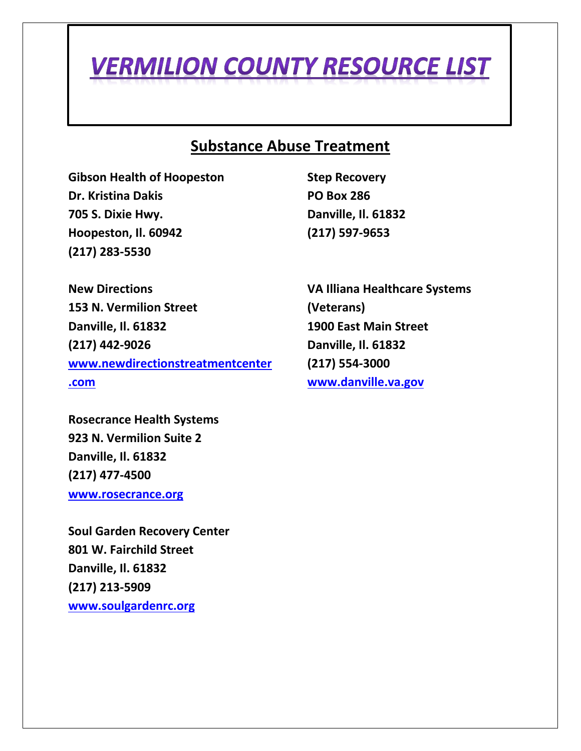# VERMILION COUNTY RESOURCE LIST

## Substance Abuse Treatment

**Gibson Health of Hoopeston**
**Dr. Kristina Dakis**
**705 S. Dixie Hwy.**
**Hoopeston, Il. 60942**
**(217) 283-5530**

**New Directions**
**153 N. Vermilion Street**
**Danville, Il. 61832**
**(217) 442-9026**
**www.newdirectionstreatmentcenter.com**

**Rosecrance Health Systems**
**923 N. Vermilion Suite 2**
**Danville, Il. 61832**
**(217) 477-4500**
**www.rosecrance.org**

**Soul Garden Recovery Center**
**801 W. Fairchild Street**
**Danville, Il. 61832**
**(217) 213-5909**
**www.soulgardenrc.org**

**Step Recovery**
**PO Box 286**
**Danville, Il. 61832**
**(217) 597-9653**

**VA Illiana Healthcare Systems (Veterans)**
**1900 East Main Street**
**Danville, Il. 61832**
**(217) 554-3000**
**www.danville.va.gov**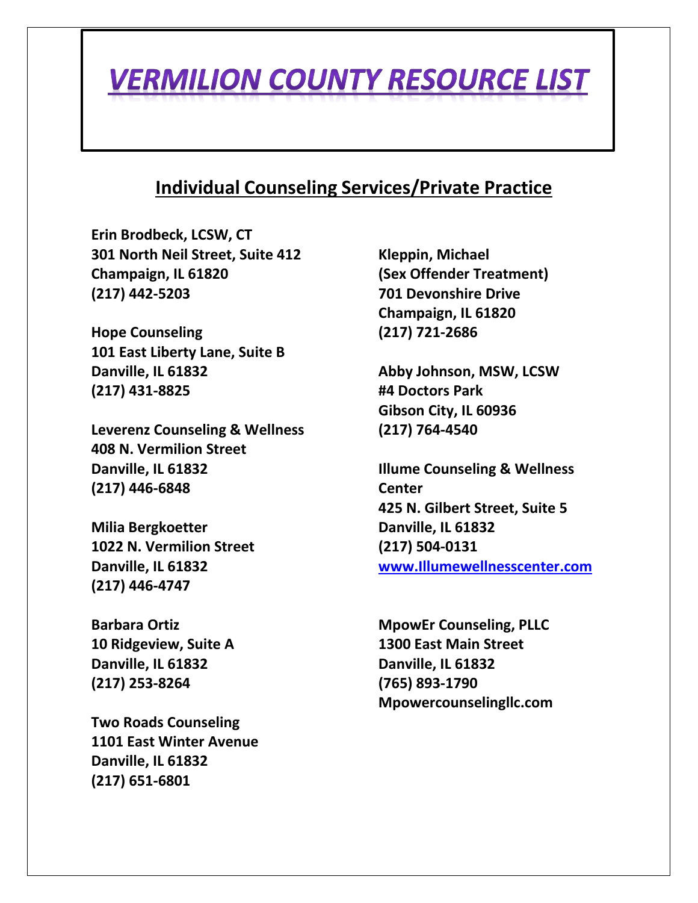# VERMILION COUNTY RESOURCE LIST

## Individual Counseling Services/Private Practice

**Erin Brodbeck, LCSW, CT**
**301 North Neil Street, Suite 412**
**Champaign, IL 61820**
**(217) 442-5203**

**Hope Counseling**
**101 East Liberty Lane, Suite B**
**Danville, IL 61832**
**(217) 431-8825**

**Leverenz Counseling & Wellness**
**408 N. Vermilion Street**
**Danville, IL 61832**
**(217) 446-6848**

**Milia Bergkoetter**
**1022 N. Vermilion Street**
**Danville, IL 61832**
**(217) 446-4747**

**Barbara Ortiz**
**10 Ridgeview, Suite A**
**Danville, IL 61832**
**(217) 253-8264**

**Two Roads Counseling**
**1101 East Winter Avenue**
**Danville, IL 61832**
**(217) 651-6801**

**Kleppin, Michael**
**(Sex Offender Treatment)**
**701 Devonshire Drive**
**Champaign, IL 61820**
**(217) 721-2686**

**Abby Johnson, MSW, LCSW**
**#4 Doctors Park**
**Gibson City, IL 60936**
**(217) 764-4540**

**Illume Counseling & Wellness Center**
**425 N. Gilbert Street, Suite 5**
**Danville, IL 61832**
**(217) 504-0131**
**www.Illumewellnesscenter.com**

**MpowEr Counseling, PLLC**
**1300 East Main Street**
**Danville, IL 61832**
**(765) 893-1790**
**Mpowercounselingllc.com**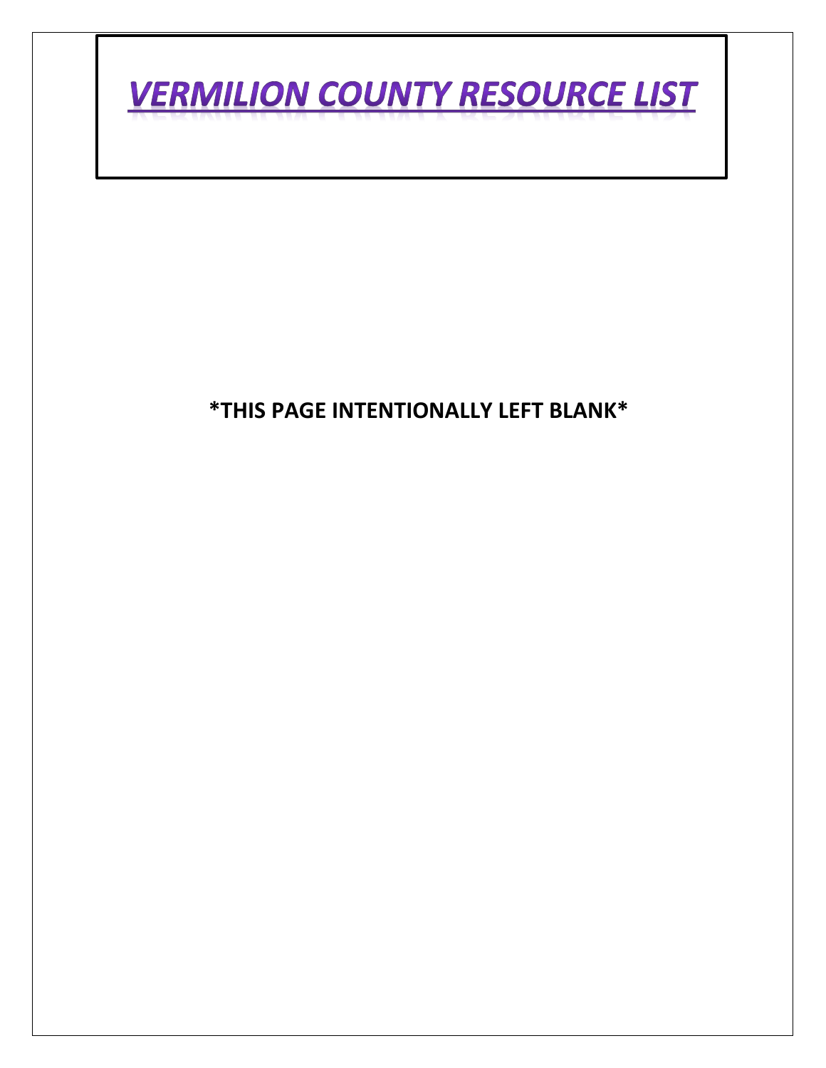# VERMILION COUNTY RESOURCE LIST

**\*THIS PAGE INTENTIONALLY LEFT BLANK\***

# VERMILION COUNTY RESOURCE LIST

***THIS PAGE INTENTIONALLY LEFT BLANK***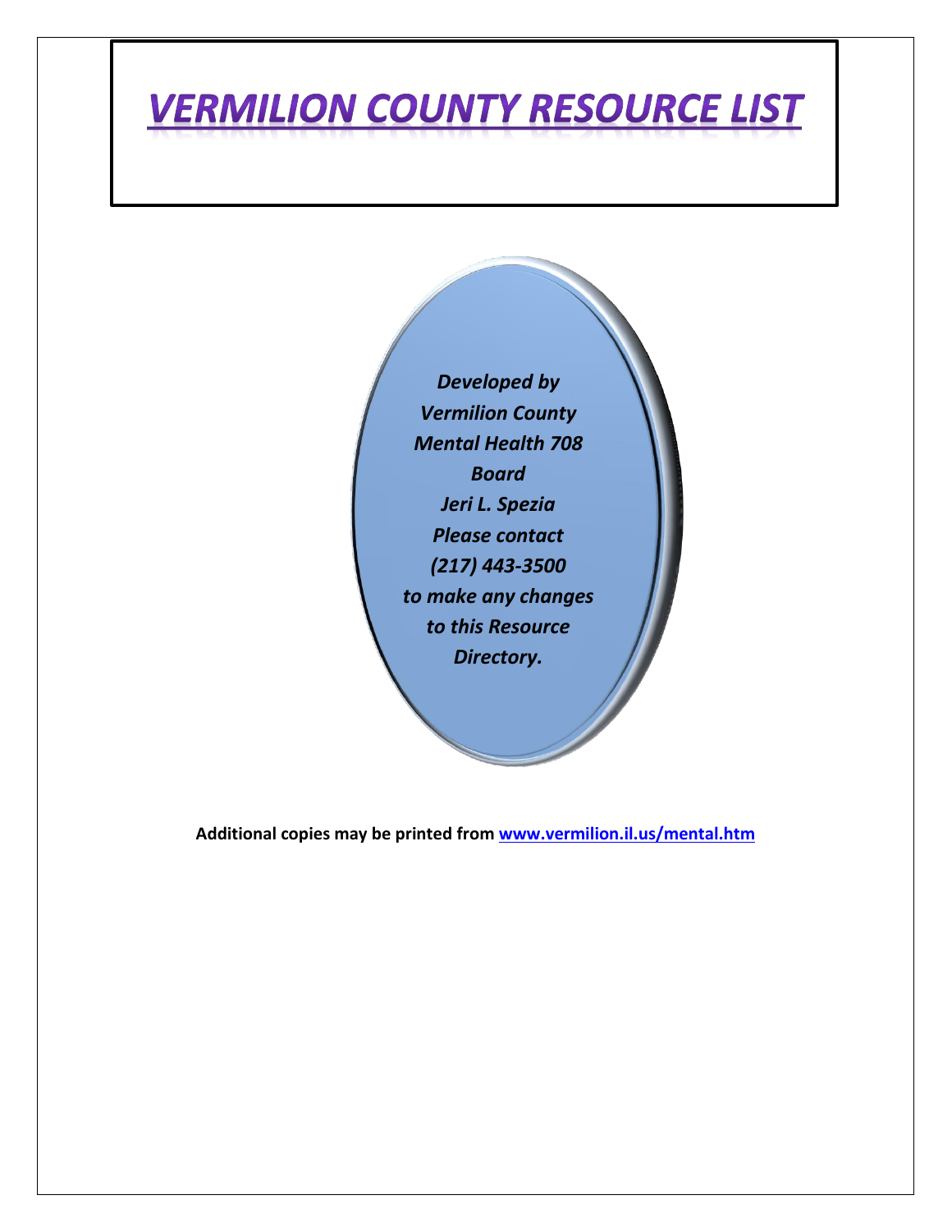# VERMILION COUNTY RESOURCE LIST

***Developed by***
***Vermilion County***
***Mental Health 708***
***Board***
***Jeri L. Spezia***
***Please contact***
***(217) 443-3500***
***to make any changes***
***to this Resource***
***Directory.***

**Additional copies may be printed from [www.vermilion.il.us/mental.htm](http://www.vermilion.il.us/mental.htm)**